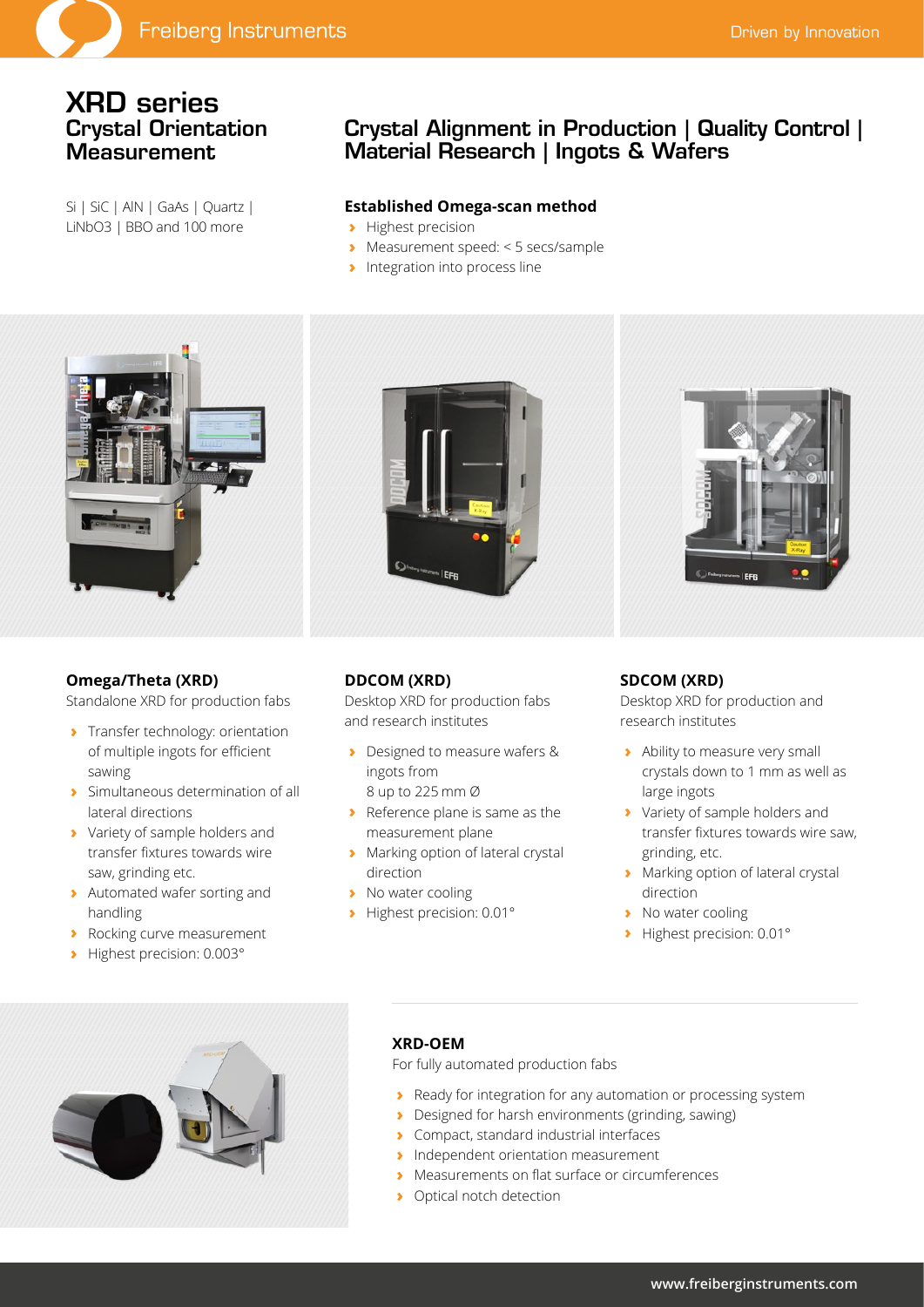# XRD series

## Crystal Orientation Measurement

Si | SiC | AlN | GaAs | Quartz | LiNbO3 | BBO and 100 more

## Crystal Alignment in Production | Quality Control | Material Research | Ingots & Wafers

**Established Omega-scan method**

- Highest precision
- Measurement speed: < 5 secs/sample
- Integration into process line

### Omega/Theta (XRD)

Standalone XRD for production fabs

- Transfer technology: orientation of multiple ingots for efficient sawing
- Simultaneous determination of all lateral directions
- Variety of sample holders and transfer fixtures towards wire saw, grinding etc.
- Automated wafer sorting and handling
- Rocking curve measurement
- Highest precision: 0.003°

### DDCOM (XRD)

Desktop XRD for production fabs and research institutes

- Designed to measure wafers & ingots from 8 up to 225 mm Ø
- Reference plane is same as the measurement plane
- Marking option of lateral crystal direction
- No water cooling
- Highest precision: 0.01°

### SDCOM (XRD)

Desktop XRD for production and research institutes

- Ability to measure very small crystals down to 1 mm as well as large ingots
- Variety of sample holders and transfer fixtures towards wire saw, grinding, etc.
- Marking option of lateral crystal direction
- No water cooling
- Highest precision: 0.01°

### XRD-OEM

For fully automated production fabs

- Ready for integration for any automation or processing system
- Designed for harsh environments (grinding, sawing)
- Compact, standard industrial interfaces
- Independent orientation measurement
- Measurements on flat surface or circumferences
- Optical notch detection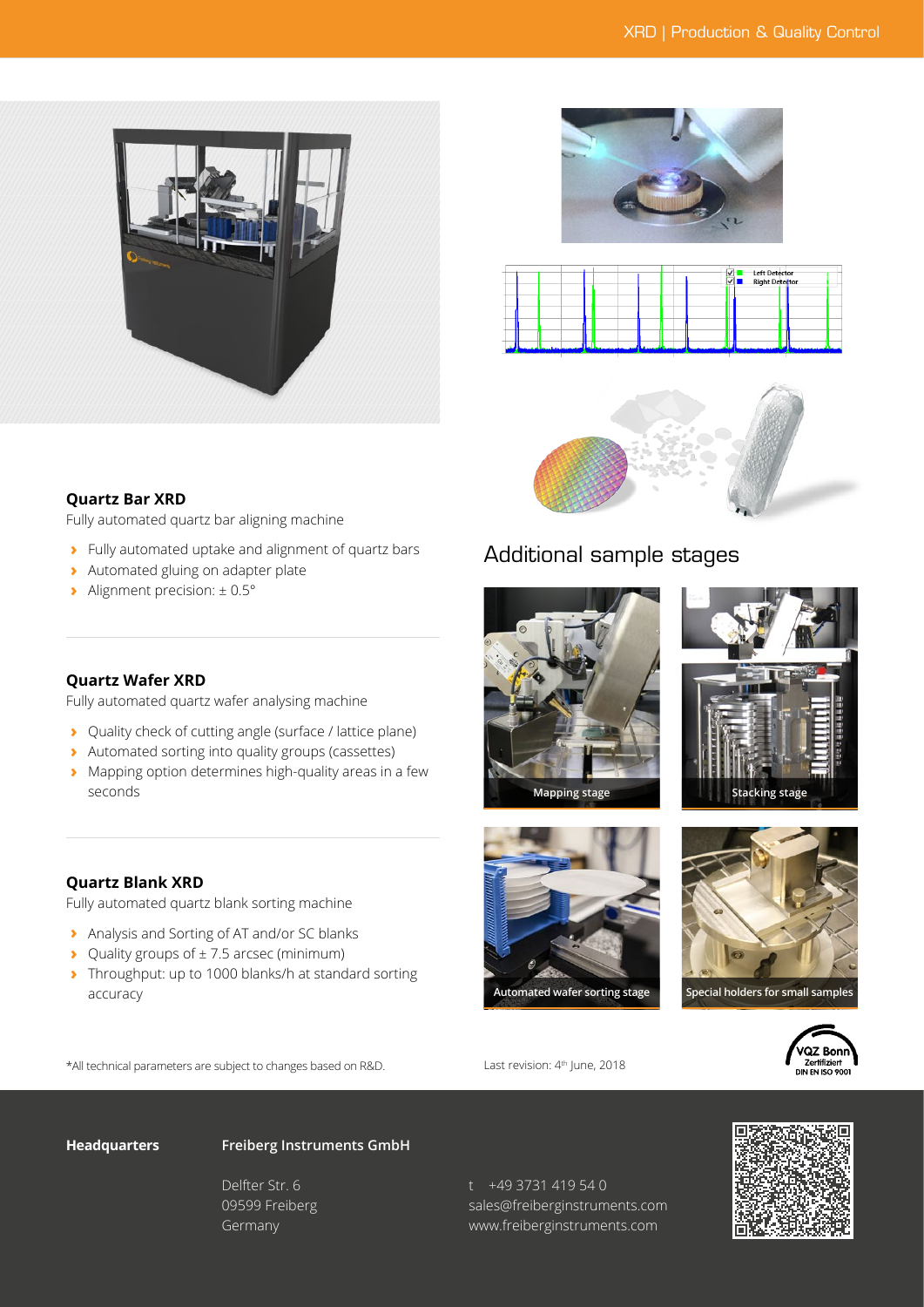### Quartz Bar XRD

Fully automated quartz bar aligning machine

- Fully automated uptake and alignment of quartz bars
- Automated gluing on adapter plate
- Alignment precision: ± 0.5°

### Quartz Wafer XRD

Fully automated quartz wafer analysing machine

- Quality check of cutting angle (surface / lattice plane)
- Automated sorting into quality groups (cassettes)
- Mapping option determines high-quality areas in a few seconds

### Quartz Blank XRD

Fully automated quartz blank sorting machine

- Analysis and Sorting of AT and/or SC blanks
- Quality groups of ± 7.5 arcsec (minimum)
- Throughput: up to 1000 blanks/h at standard sorting accuracy

Left Detector
Right Detector

## Additional sample stages

Mapping stage

Stacking stage

Automated wafer sorting stage

Special holders for small samples

*All technical parameters are subject to changes based on R&D.

Last revision: 4th June, 2018

VQZ Bonn Zertifiziert DIN EN ISO 9001

**Headquarters**

**Freiberg Instruments GmbH**

Delfter Str. 6
09599 Freiberg
Germany

t +49 3731 419 54 0
sales@freiberginstruments.com
www.freiberginstruments.com